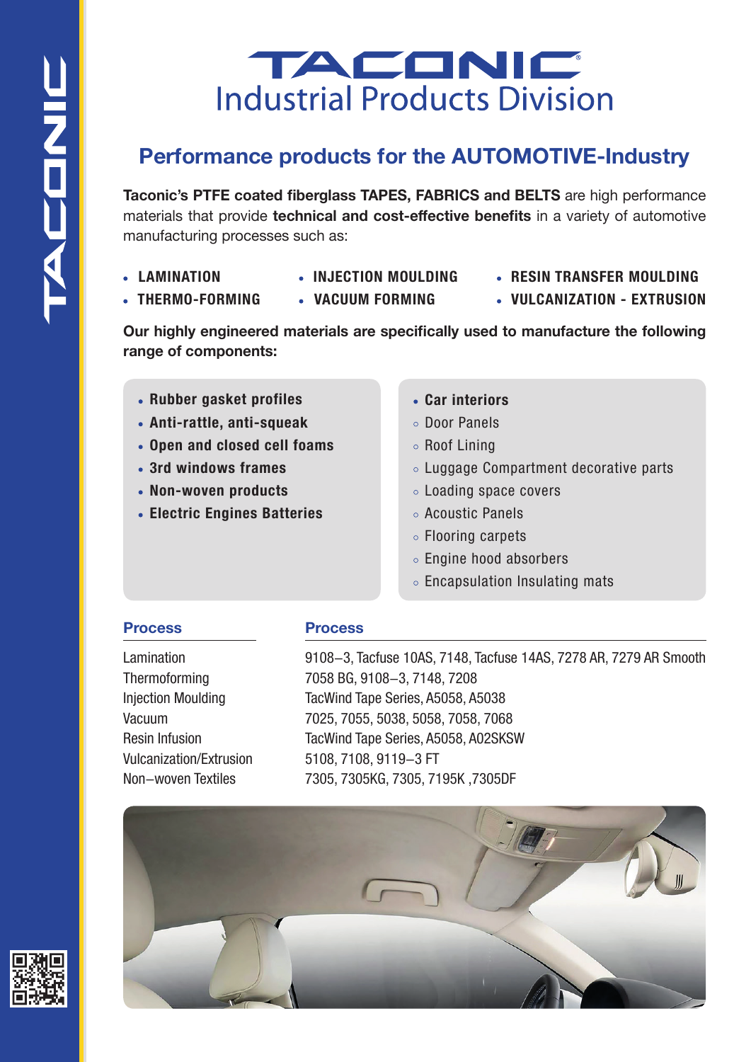# TACONIC
## Industrial Products Division

## Performance products for the AUTOMOTIVE-Industry

**Taconic's PTFE coated fiberglass TAPES, FABRICS and BELTS** are high performance materials that provide **technical and cost-effective benefits** in a variety of automotive manufacturing processes such as:

- **LAMINATION**
- **THERMO-FORMING**
- **INJECTION MOULDING**
- **VACUUM FORMING**
- **RESIN TRANSFER MOULDING**
- **VULCANIZATION - EXTRUSION**

**Our highly engineered materials are specifically used to manufacture the following range of components:**

- **Rubber gasket profiles**
- **Anti-rattle, anti-squeak**
- **Open and closed cell foams**
- **3rd windows frames**
- **Non-woven products**
- **Electric Engines Batteries**

- **Car interiors**
  - Door Panels
  - Roof Lining
  - Luggage Compartment decorative parts
  - Loading space covers
  - Acoustic Panels
  - Flooring carpets
  - Engine hood absorbers
  - Encapsulation Insulating mats

| Process | Process |
|---|---|
| Lamination | 9108–3, Tacfuse 10AS, 7148, Tacfuse 14AS, 7278 AR, 7279 AR Smooth |
| Thermoforming | 7058 BG, 9108–3, 7148, 7208 |
| Injection Moulding | TacWind Tape Series, A5058, A5038 |
| Vacuum | 7025, 7055, 5038, 5058, 7058, 7068 |
| Resin Infusion | TacWind Tape Series, A5058, A02SKSW |
| Vulcanization/Extrusion | 5108, 7108, 9119–3 FT |
| Non–woven Textiles | 7305, 7305KG, 7305, 7195K ,7305DF |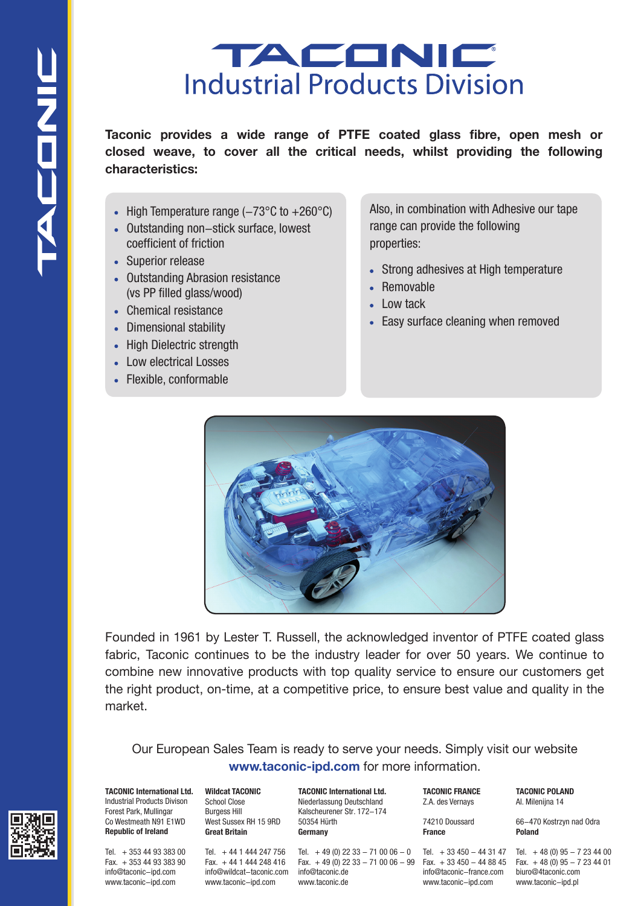# TACONIC

## Industrial Products Division

**Taconic provides a wide range of PTFE coated glass fibre, open mesh or closed weave, to cover all the critical needs, whilst providing the following characteristics:**

- High Temperature range (–73°C to +260°C)
- Outstanding non–stick surface, lowest coefficient of friction
- Superior release
- Outstanding Abrasion resistance (vs PP filled glass/wood)
- Chemical resistance
- Dimensional stability
- High Dielectric strength
- Low electrical Losses
- Flexible, conformable

Also, in combination with Adhesive our tape range can provide the following properties:

- Strong adhesives at High temperature
- Removable
- Low tack
- Easy surface cleaning when removed

Founded in 1961 by Lester T. Russell, the acknowledged inventor of PTFE coated glass fabric, Taconic continues to be the industry leader for over 50 years. We continue to combine new innovative products with top quality service to ensure our customers get the right product, on-time, at a competitive price, to ensure best value and quality in the market.

Our European Sales Team is ready to serve your needs. Simply visit our website **www.taconic-ipd.com** for more information.

**TACONIC International Ltd.**
Industrial Products Divison
Forest Park, Mullingar
Co Westmeath N91 E1WD
**Republic of Ireland**

Tel. + 353 44 93 383 00
Fax. + 353 44 93 383 90
info@taconic–ipd.com
www.taconic–ipd.com

**Wildcat TACONIC**
School Close
Burgess Hill
West Sussex RH 15 9RD
**Great Britain**

Tel. + 44 1 444 247 756
Fax. + 44 1 444 248 416
info@wildcat–taconic.com
www.taconic–ipd.com

**TACONIC International Ltd.**
Niederlassung Deutschland
Kalscheurener Str. 172–174
50354 Hürth
**Germany**

Tel. + 49 (0) 22 33 – 71 00 06 – 0
Fax. + 49 (0) 22 33 – 71 00 06 – 99
info@taconic.de
www.taconic.de

**TACONIC FRANCE**
Z.A. des Vernays

74210 Doussard
**France**

Tel. + 33 450 – 44 31 47
Fax. + 33 450 – 44 88 45
info@taconic–france.com
www.taconic–ipd.com

**TACONIC POLAND**
Al. Milenijna 14

66–470 Kostrzyn nad Odra
**Poland**

Tel. + 48 (0) 95 – 7 23 44 00
Fax. + 48 (0) 95 – 7 23 44 01
biuro@4taconic.com
www.taconic–ipd.pl